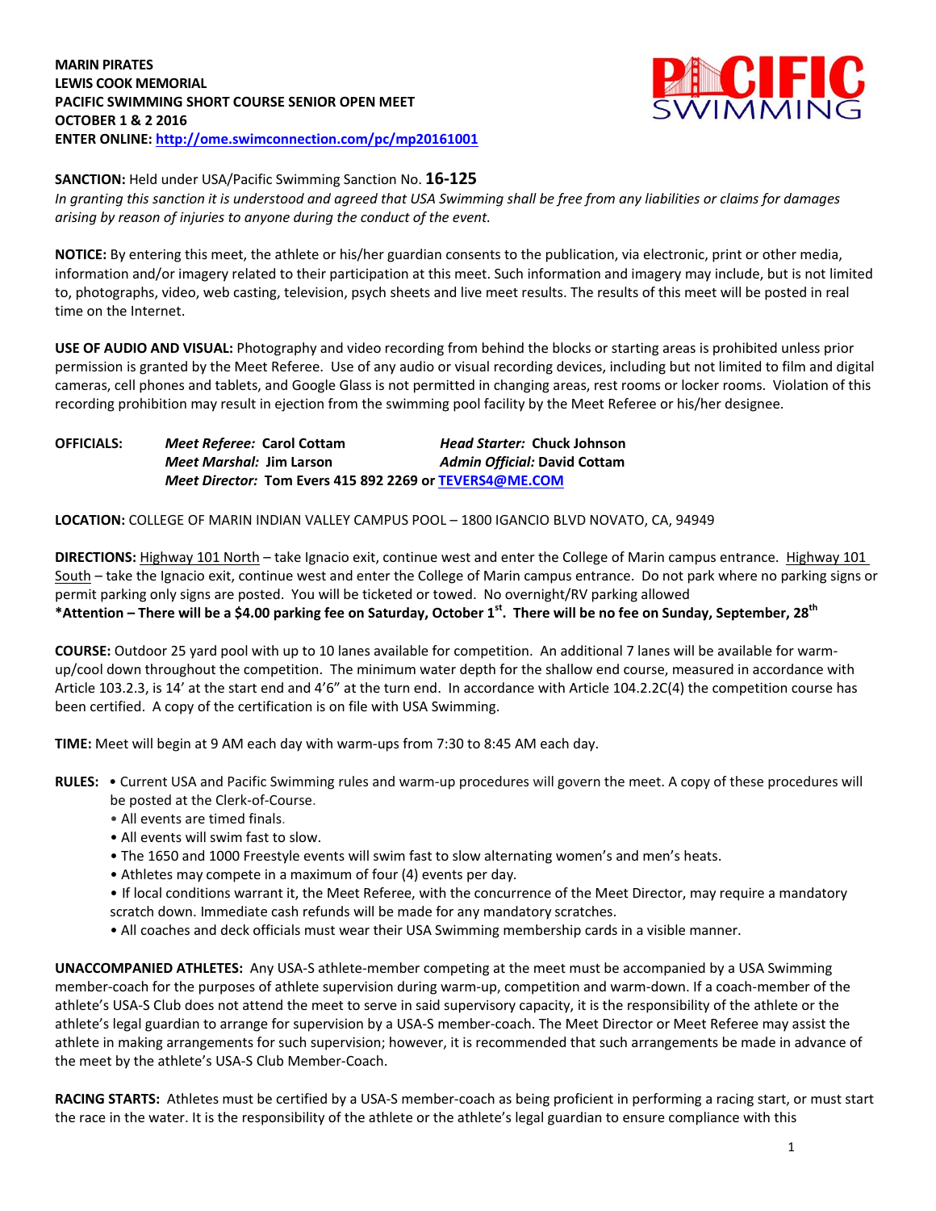**MARIN PIRATES**
**LEWIS COOK MEMORIAL**
**PACIFIC SWIMMING SHORT COURSE SENIOR OPEN MEET**
**OCTOBER 1 & 2 2016**
**ENTER ONLINE: http://ome.swimconnection.com/pc/mp20161001**

**SANCTION:** Held under USA/Pacific Swimming Sanction No. **16-125**
*In granting this sanction it is understood and agreed that USA Swimming shall be free from any liabilities or claims for damages arising by reason of injuries to anyone during the conduct of the event.*

**NOTICE:** By entering this meet, the athlete or his/her guardian consents to the publication, via electronic, print or other media, information and/or imagery related to their participation at this meet. Such information and imagery may include, but is not limited to, photographs, video, web casting, television, psych sheets and live meet results. The results of this meet will be posted in real time on the Internet.

**USE OF AUDIO AND VISUAL:** Photography and video recording from behind the blocks or starting areas is prohibited unless prior permission is granted by the Meet Referee. Use of any audio or visual recording devices, including but not limited to film and digital cameras, cell phones and tablets, and Google Glass is not permitted in changing areas, rest rooms or locker rooms. Violation of this recording prohibition may result in ejection from the swimming pool facility by the Meet Referee or his/her designee.

**OFFICIALS:** *Meet Referee:* **Carol Cottam** &nbsp; *Head Starter:* **Chuck Johnson**
*Meet Marshal:* **Jim Larson** &nbsp; *Admin Official:* **David Cottam**
*Meet Director:* **Tom Evers 415 892 2269 or TEVERS4@ME.COM**

**LOCATION:** COLLEGE OF MARIN INDIAN VALLEY CAMPUS POOL – 1800 IGANCIO BLVD NOVATO, CA, 94949

**DIRECTIONS:** Highway 101 North – take Ignacio exit, continue west and enter the College of Marin campus entrance. Highway 101 South – take the Ignacio exit, continue west and enter the College of Marin campus entrance. Do not park where no parking signs or permit parking only signs are posted. You will be ticketed or towed. No overnight/RV parking allowed
**\*Attention – There will be a $4.00 parking fee on Saturday, October 1st. There will be no fee on Sunday, September, 28th**

**COURSE:** Outdoor 25 yard pool with up to 10 lanes available for competition. An additional 7 lanes will be available for warm-up/cool down throughout the competition. The minimum water depth for the shallow end course, measured in accordance with Article 103.2.3, is 14' at the start end and 4'6" at the turn end. In accordance with Article 104.2.2C(4) the competition course has been certified. A copy of the certification is on file with USA Swimming.

**TIME:** Meet will begin at 9 AM each day with warm-ups from 7:30 to 8:45 AM each day.

**RULES:**
- Current USA and Pacific Swimming rules and warm-up procedures will govern the meet. A copy of these procedures will be posted at the Clerk-of-Course.
- All events are timed finals.
- All events will swim fast to slow.
- The 1650 and 1000 Freestyle events will swim fast to slow alternating women's and men's heats.
- Athletes may compete in a maximum of four (4) events per day.
- If local conditions warrant it, the Meet Referee, with the concurrence of the Meet Director, may require a mandatory scratch down. Immediate cash refunds will be made for any mandatory scratches.
- All coaches and deck officials must wear their USA Swimming membership cards in a visible manner.

**UNACCOMPANIED ATHLETES:** Any USA-S athlete-member competing at the meet must be accompanied by a USA Swimming member-coach for the purposes of athlete supervision during warm-up, competition and warm-down. If a coach-member of the athlete's USA-S Club does not attend the meet to serve in said supervisory capacity, it is the responsibility of the athlete or the athlete's legal guardian to arrange for supervision by a USA-S member-coach. The Meet Director or Meet Referee may assist the athlete in making arrangements for such supervision; however, it is recommended that such arrangements be made in advance of the meet by the athlete's USA-S Club Member-Coach.

**RACING STARTS:** Athletes must be certified by a USA-S member-coach as being proficient in performing a racing start, or must start the race in the water. It is the responsibility of the athlete or the athlete's legal guardian to ensure compliance with this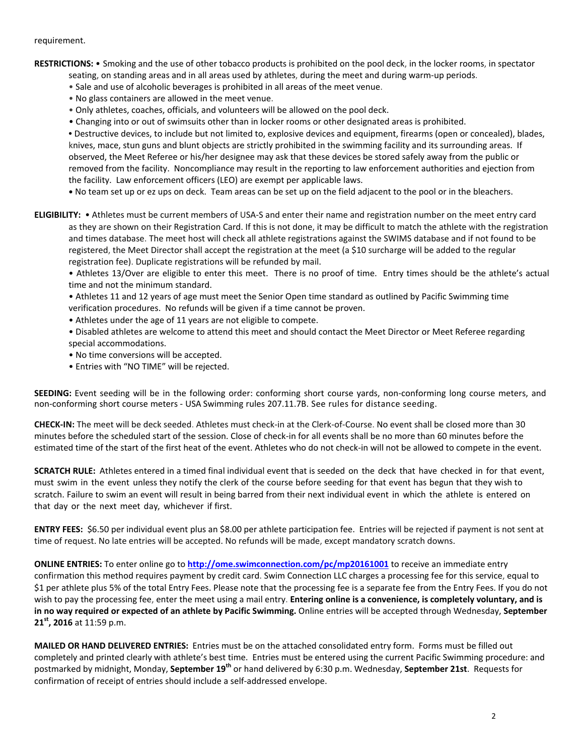requirement.

**RESTRICTIONS:** • Smoking and the use of other tobacco products is prohibited on the pool deck, in the locker rooms, in spectator seating, on standing areas and in all areas used by athletes, during the meet and during warm-up periods.

• Sale and use of alcoholic beverages is prohibited in all areas of the meet venue.

• No glass containers are allowed in the meet venue.

• Only athletes, coaches, officials, and volunteers will be allowed on the pool deck.

• Changing into or out of swimsuits other than in locker rooms or other designated areas is prohibited.

• Destructive devices, to include but not limited to, explosive devices and equipment, firearms (open or concealed), blades, knives, mace, stun guns and blunt objects are strictly prohibited in the swimming facility and its surrounding areas. If observed, the Meet Referee or his/her designee may ask that these devices be stored safely away from the public or removed from the facility. Noncompliance may result in the reporting to law enforcement authorities and ejection from the facility. Law enforcement officers (LEO) are exempt per applicable laws.

• No team set up or ez ups on deck. Team areas can be set up on the field adjacent to the pool or in the bleachers.

**ELIGIBILITY:** • Athletes must be current members of USA-S and enter their name and registration number on the meet entry card as they are shown on their Registration Card. If this is not done, it may be difficult to match the athlete with the registration and times database. The meet host will check all athlete registrations against the SWIMS database and if not found to be registered, the Meet Director shall accept the registration at the meet (a $10 surcharge will be added to the regular registration fee). Duplicate registrations will be refunded by mail.

• Athletes 13/Over are eligible to enter this meet. There is no proof of time. Entry times should be the athlete's actual time and not the minimum standard.

• Athletes 11 and 12 years of age must meet the Senior Open time standard as outlined by Pacific Swimming time verification procedures. No refunds will be given if a time cannot be proven.

• Athletes under the age of 11 years are not eligible to compete.

• Disabled athletes are welcome to attend this meet and should contact the Meet Director or Meet Referee regarding special accommodations.

• No time conversions will be accepted.

• Entries with "NO TIME" will be rejected.

**SEEDING:** Event seeding will be in the following order: conforming short course yards, non-conforming long course meters, and non-conforming short course meters - USA Swimming rules 207.11.7B. See rules for distance seeding.

**CHECK-IN:** The meet will be deck seeded. Athletes must check-in at the Clerk-of-Course. No event shall be closed more than 30 minutes before the scheduled start of the session. Close of check-in for all events shall be no more than 60 minutes before the estimated time of the start of the first heat of the event. Athletes who do not check-in will not be allowed to compete in the event.

**SCRATCH RULE:** Athletes entered in a timed final individual event that is seeded on the deck that have checked in for that event, must swim in the event unless they notify the clerk of the course before seeding for that event has begun that they wish to scratch. Failure to swim an event will result in being barred from their next individual event in which the athlete is entered on that day or the next meet day, whichever if first.

**ENTRY FEES:** $6.50 per individual event plus an $8.00 per athlete participation fee. Entries will be rejected if payment is not sent at time of request. No late entries will be accepted. No refunds will be made, except mandatory scratch downs.

**ONLINE ENTRIES:** To enter online go to **http://ome.swimconnection.com/pc/mp20161001** to receive an immediate entry confirmation this method requires payment by credit card. Swim Connection LLC charges a processing fee for this service, equal to $1 per athlete plus 5% of the total Entry Fees. Please note that the processing fee is a separate fee from the Entry Fees. If you do not wish to pay the processing fee, enter the meet using a mail entry. **Entering online is a convenience, is completely voluntary, and is in no way required or expected of an athlete by Pacific Swimming.** Online entries will be accepted through Wednesday, **September 21st, 2016** at 11:59 p.m.

**MAILED OR HAND DELIVERED ENTRIES:** Entries must be on the attached consolidated entry form. Forms must be filled out completely and printed clearly with athlete's best time. Entries must be entered using the current Pacific Swimming procedure: and postmarked by midnight, Monday, **September 19th** or hand delivered by 6:30 p.m. Wednesday, **September 21st**. Requests for confirmation of receipt of entries should include a self-addressed envelope.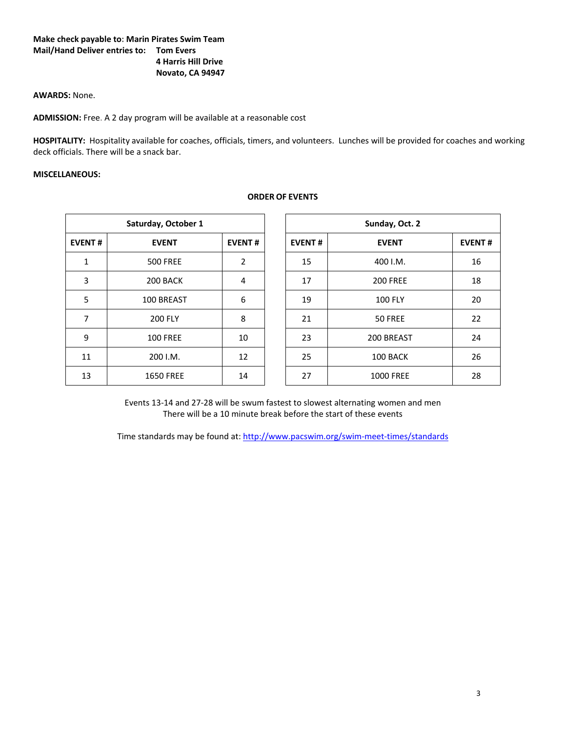**Make check payable to: Marin Pirates Swim Team**
**Mail/Hand Deliver entries to:** **Tom Evers**
**4 Harris Hill Drive**
**Novato, CA 94947**

**AWARDS:** None.

**ADMISSION:** Free. A 2 day program will be available at a reasonable cost

**HOSPITALITY:** Hospitality available for coaches, officials, timers, and volunteers. Lunches will be provided for coaches and working deck officials. There will be a snack bar.

**MISCELLANEOUS:**

**ORDER OF EVENTS**

| Saturday, October 1 | | |
|---|---|---|
| **EVENT #** | **EVENT** | **EVENT #** |
| 1 | 500 FREE | 2 |
| 3 | 200 BACK | 4 |
| 5 | 100 BREAST | 6 |
| 7 | 200 FLY | 8 |
| 9 | 100 FREE | 10 |
| 11 | 200 I.M. | 12 |
| 13 | 1650 FREE | 14 |

| Sunday, Oct. 2 | | |
|---|---|---|
| **EVENT #** | **EVENT** | **EVENT #** |
| 15 | 400 I.M. | 16 |
| 17 | 200 FREE | 18 |
| 19 | 100 FLY | 20 |
| 21 | 50 FREE | 22 |
| 23 | 200 BREAST | 24 |
| 25 | 100 BACK | 26 |
| 27 | 1000 FREE | 28 |

Events 13-14 and 27-28 will be swum fastest to slowest alternating women and men
There will be a 10 minute break before the start of these events

Time standards may be found at: http://www.pacswim.org/swim-meet-times/standards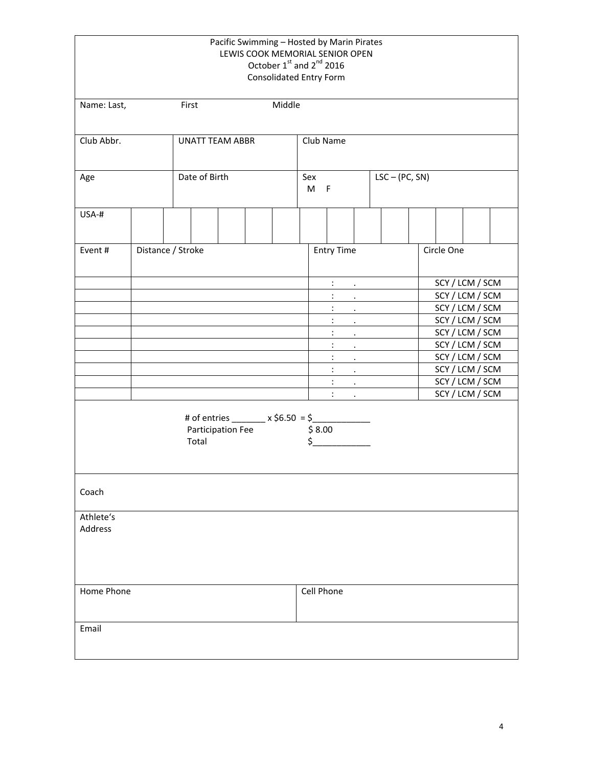Pacific Swimming – Hosted by Marin Pirates
LEWIS COOK MEMORIAL SENIOR OPEN
October 1st and 2nd 2016
Consolidated Entry Form

| Name: Last, | First | Middle |
|---|---|---|
| | | |

| Club Abbr. | UNATT TEAM ABBR | Club Name |
|---|---|---|
| | | |

| Age | Date of Birth | Sex M F | LSC – (PC, SN) |
|---|---|---|---|
| | | | |

| USA-# | | | | | | | | | | | | | | |
|---|---|---|---|---|---|---|---|---|---|---|---|---|---|---|
| | | | | | | | | | | | | | | |

| Event # | Distance / Stroke | Entry Time | Circle One |
|---|---|---|---|
| | | : . | SCY / LCM / SCM |
| | | : . | SCY / LCM / SCM |
| | | : . | SCY / LCM / SCM |
| | | : . | SCY / LCM / SCM |
| | | : . | SCY / LCM / SCM |
| | | : . | SCY / LCM / SCM |
| | | : . | SCY / LCM / SCM |
| | | : . | SCY / LCM / SCM |
| | | : . | SCY / LCM / SCM |
| | | : . | SCY / LCM / SCM |

# of entries _______ x $6.50 = $____________
Participation Fee $ 8.00
Total $____________

Coach

Athlete's Address

| Home Phone | Cell Phone |
|---|---|
| | |

Email